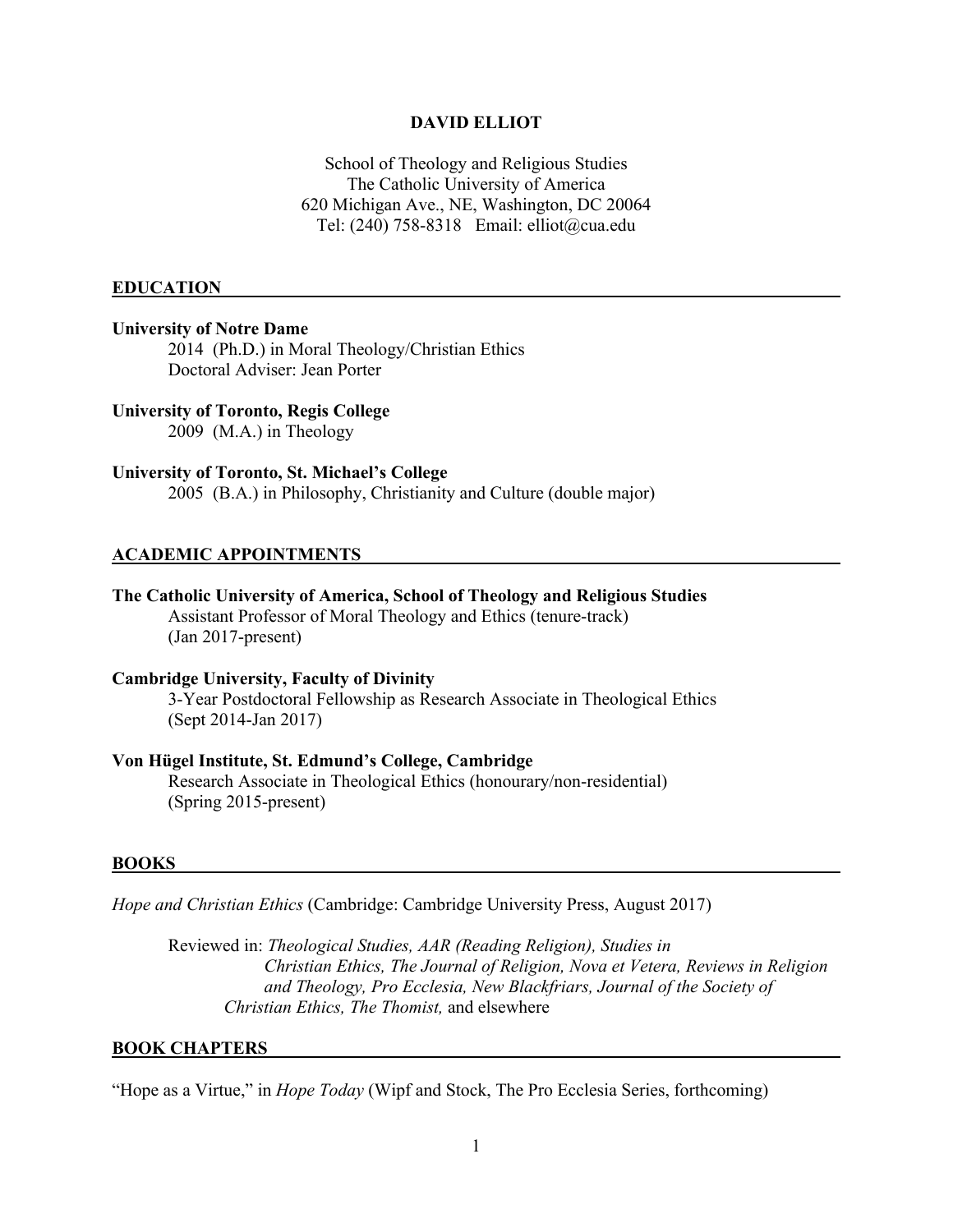# DAVID ELLIOT

School of Theology and Religious Studies
The Catholic University of America
620 Michigan Ave., NE, Washington, DC 20064
Tel: (240) 758-8318 Email: elliot@cua.edu

## EDUCATION

**University of Notre Dame**
2014 (Ph.D.) in Moral Theology/Christian Ethics
Doctoral Adviser: Jean Porter

**University of Toronto, Regis College**
2009 (M.A.) in Theology

**University of Toronto, St. Michael's College**
2005 (B.A.) in Philosophy, Christianity and Culture (double major)

## ACADEMIC APPOINTMENTS

**The Catholic University of America, School of Theology and Religious Studies**
Assistant Professor of Moral Theology and Ethics (tenure-track)
(Jan 2017-present)

**Cambridge University, Faculty of Divinity**
3-Year Postdoctoral Fellowship as Research Associate in Theological Ethics
(Sept 2014-Jan 2017)

**Von Hügel Institute, St. Edmund's College, Cambridge**
Research Associate in Theological Ethics (honourary/non-residential)
(Spring 2015-present)

## BOOKS

*Hope and Christian Ethics* (Cambridge: Cambridge University Press, August 2017)

Reviewed in: *Theological Studies, AAR (Reading Religion), Studies in Christian Ethics, The Journal of Religion, Nova et Vetera, Reviews in Religion and Theology, Pro Ecclesia, New Blackfriars, Journal of the Society of Christian Ethics, The Thomist,* and elsewhere

## BOOK CHAPTERS

"Hope as a Virtue," in *Hope Today* (Wipf and Stock, The Pro Ecclesia Series, forthcoming)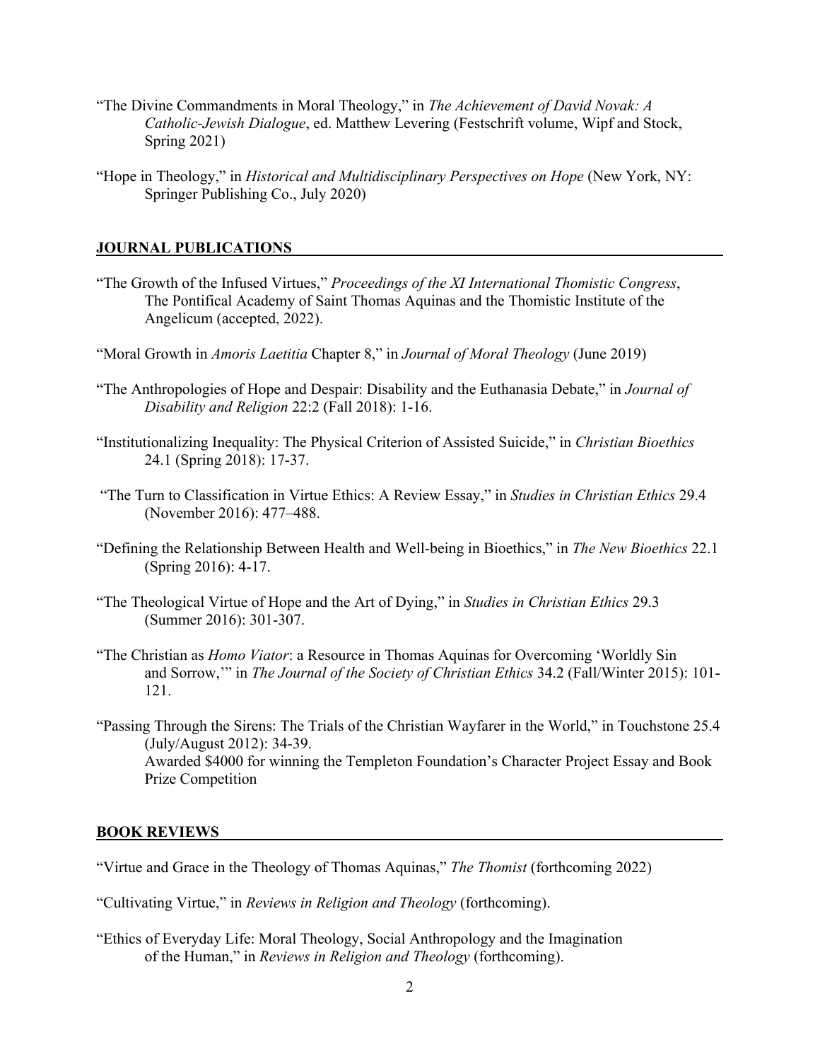"The Divine Commandments in Moral Theology," in *The Achievement of David Novak: A Catholic-Jewish Dialogue*, ed. Matthew Levering (Festschrift volume, Wipf and Stock, Spring 2021)

"Hope in Theology," in *Historical and Multidisciplinary Perspectives on Hope* (New York, NY: Springer Publishing Co., July 2020)

## JOURNAL PUBLICATIONS

"The Growth of the Infused Virtues," *Proceedings of the XI International Thomistic Congress*, The Pontifical Academy of Saint Thomas Aquinas and the Thomistic Institute of the Angelicum (accepted, 2022).

"Moral Growth in *Amoris Laetitia* Chapter 8," in *Journal of Moral Theology* (June 2019)

"The Anthropologies of Hope and Despair: Disability and the Euthanasia Debate," in *Journal of Disability and Religion* 22:2 (Fall 2018): 1-16.

"Institutionalizing Inequality: The Physical Criterion of Assisted Suicide," in *Christian Bioethics* 24.1 (Spring 2018): 17-37.

"The Turn to Classification in Virtue Ethics: A Review Essay," in *Studies in Christian Ethics* 29.4 (November 2016): 477–488.

"Defining the Relationship Between Health and Well-being in Bioethics," in *The New Bioethics* 22.1 (Spring 2016): 4-17.

"The Theological Virtue of Hope and the Art of Dying," in *Studies in Christian Ethics* 29.3 (Summer 2016): 301-307.

"The Christian as *Homo Viator*: a Resource in Thomas Aquinas for Overcoming 'Worldly Sin and Sorrow,'" in *The Journal of the Society of Christian Ethics* 34.2 (Fall/Winter 2015): 101-121.

"Passing Through the Sirens: The Trials of the Christian Wayfarer in the World," in Touchstone 25.4 (July/August 2012): 34-39.
Awarded $4000 for winning the Templeton Foundation's Character Project Essay and Book Prize Competition

## BOOK REVIEWS

"Virtue and Grace in the Theology of Thomas Aquinas," *The Thomist* (forthcoming 2022)

"Cultivating Virtue," in *Reviews in Religion and Theology* (forthcoming).

"Ethics of Everyday Life: Moral Theology, Social Anthropology and the Imagination of the Human," in *Reviews in Religion and Theology* (forthcoming).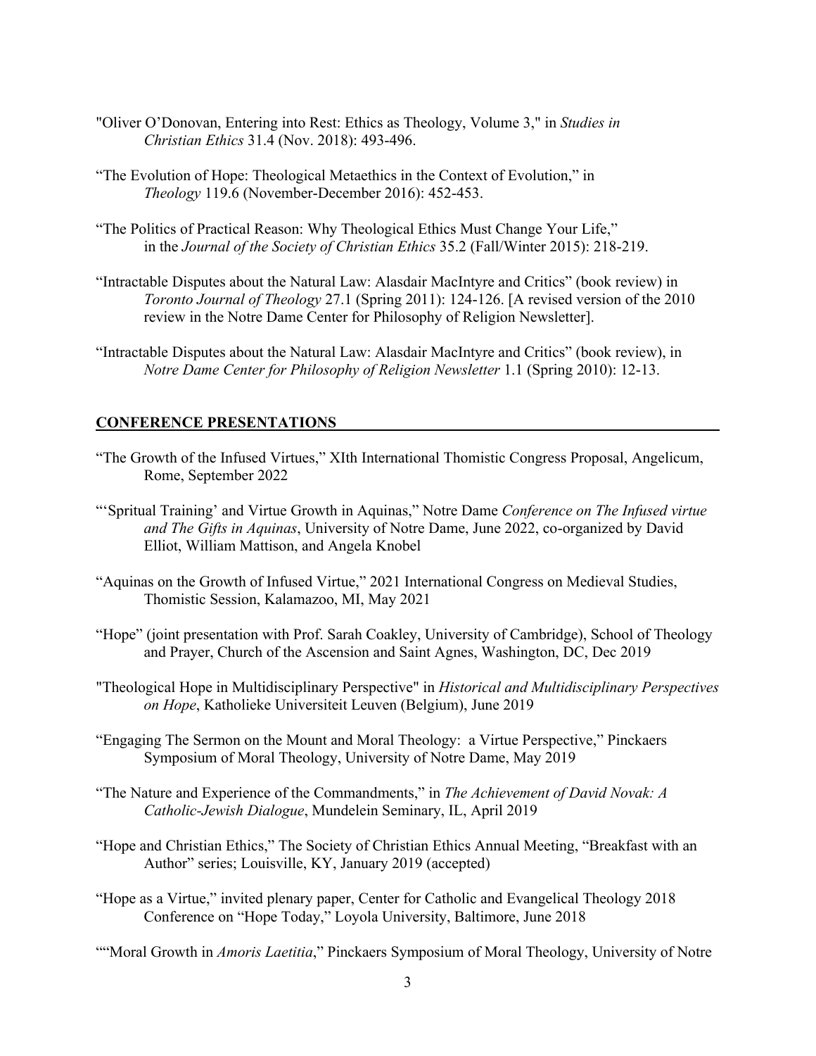"Oliver O'Donovan, Entering into Rest: Ethics as Theology, Volume 3," in *Studies in Christian Ethics* 31.4 (Nov. 2018): 493-496.

"The Evolution of Hope: Theological Metaethics in the Context of Evolution," in *Theology* 119.6 (November-December 2016): 452-453.

"The Politics of Practical Reason: Why Theological Ethics Must Change Your Life," in the *Journal of the Society of Christian Ethics* 35.2 (Fall/Winter 2015): 218-219.

"Intractable Disputes about the Natural Law: Alasdair MacIntyre and Critics" (book review) in *Toronto Journal of Theology* 27.1 (Spring 2011): 124-126. [A revised version of the 2010 review in the Notre Dame Center for Philosophy of Religion Newsletter].

"Intractable Disputes about the Natural Law: Alasdair MacIntyre and Critics" (book review), in *Notre Dame Center for Philosophy of Religion Newsletter* 1.1 (Spring 2010): 12-13.

## CONFERENCE PRESENTATIONS

"The Growth of the Infused Virtues," XIth International Thomistic Congress Proposal, Angelicum, Rome, September 2022

"'Spritual Training' and Virtue Growth in Aquinas," Notre Dame *Conference on The Infused virtue and The Gifts in Aquinas*, University of Notre Dame, June 2022, co-organized by David Elliot, William Mattison, and Angela Knobel

"Aquinas on the Growth of Infused Virtue," 2021 International Congress on Medieval Studies, Thomistic Session, Kalamazoo, MI, May 2021

"Hope" (joint presentation with Prof. Sarah Coakley, University of Cambridge), School of Theology and Prayer, Church of the Ascension and Saint Agnes, Washington, DC, Dec 2019

"Theological Hope in Multidisciplinary Perspective" in *Historical and Multidisciplinary Perspectives on Hope*, Katholieke Universiteit Leuven (Belgium), June 2019

"Engaging The Sermon on the Mount and Moral Theology: a Virtue Perspective," Pinckaers Symposium of Moral Theology, University of Notre Dame, May 2019

"The Nature and Experience of the Commandments," in *The Achievement of David Novak: A Catholic-Jewish Dialogue*, Mundelein Seminary, IL, April 2019

"Hope and Christian Ethics," The Society of Christian Ethics Annual Meeting, "Breakfast with an Author" series; Louisville, KY, January 2019 (accepted)

"Hope as a Virtue," invited plenary paper, Center for Catholic and Evangelical Theology 2018 Conference on "Hope Today," Loyola University, Baltimore, June 2018

""Moral Growth in *Amoris Laetitia*," Pinckaers Symposium of Moral Theology, University of Notre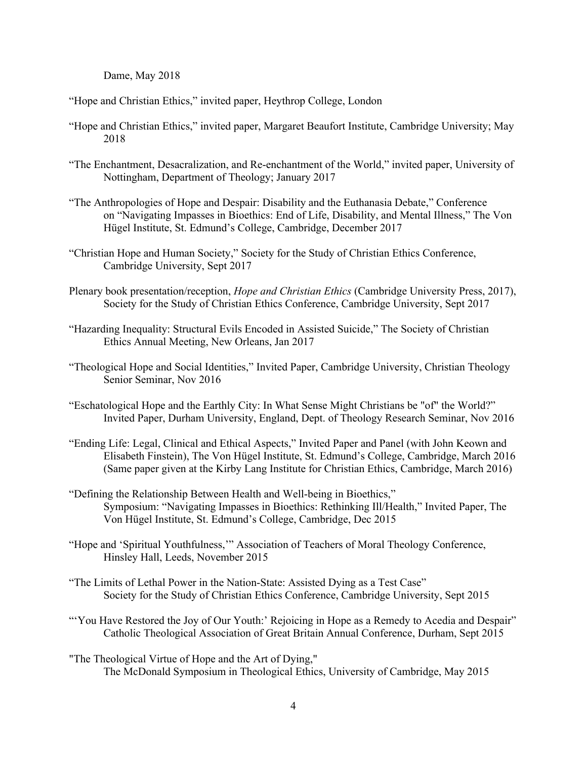Dame, May 2018

"Hope and Christian Ethics," invited paper, Heythrop College, London

"Hope and Christian Ethics," invited paper, Margaret Beaufort Institute, Cambridge University; May 2018

"The Enchantment, Desacralization, and Re-enchantment of the World," invited paper, University of Nottingham, Department of Theology; January 2017

"The Anthropologies of Hope and Despair: Disability and the Euthanasia Debate," Conference on "Navigating Impasses in Bioethics: End of Life, Disability, and Mental Illness," The Von Hügel Institute, St. Edmund's College, Cambridge, December 2017

"Christian Hope and Human Society," Society for the Study of Christian Ethics Conference, Cambridge University, Sept 2017

Plenary book presentation/reception, *Hope and Christian Ethics* (Cambridge University Press, 2017), Society for the Study of Christian Ethics Conference, Cambridge University, Sept 2017

"Hazarding Inequality: Structural Evils Encoded in Assisted Suicide," The Society of Christian Ethics Annual Meeting, New Orleans, Jan 2017

"Theological Hope and Social Identities," Invited Paper, Cambridge University, Christian Theology Senior Seminar, Nov 2016

"Eschatological Hope and the Earthly City: In What Sense Might Christians be "of" the World?" Invited Paper, Durham University, England, Dept. of Theology Research Seminar, Nov 2016

"Ending Life: Legal, Clinical and Ethical Aspects," Invited Paper and Panel (with John Keown and Elisabeth Finstein), The Von Hügel Institute, St. Edmund's College, Cambridge, March 2016 (Same paper given at the Kirby Lang Institute for Christian Ethics, Cambridge, March 2016)

"Defining the Relationship Between Health and Well-being in Bioethics," Symposium: "Navigating Impasses in Bioethics: Rethinking Ill/Health," Invited Paper, The Von Hügel Institute, St. Edmund's College, Cambridge, Dec 2015

"Hope and 'Spiritual Youthfulness,'" Association of Teachers of Moral Theology Conference, Hinsley Hall, Leeds, November 2015

"The Limits of Lethal Power in the Nation-State: Assisted Dying as a Test Case" Society for the Study of Christian Ethics Conference, Cambridge University, Sept 2015

"'You Have Restored the Joy of Our Youth:' Rejoicing in Hope as a Remedy to Acedia and Despair" Catholic Theological Association of Great Britain Annual Conference, Durham, Sept 2015

"The Theological Virtue of Hope and the Art of Dying," The McDonald Symposium in Theological Ethics, University of Cambridge, May 2015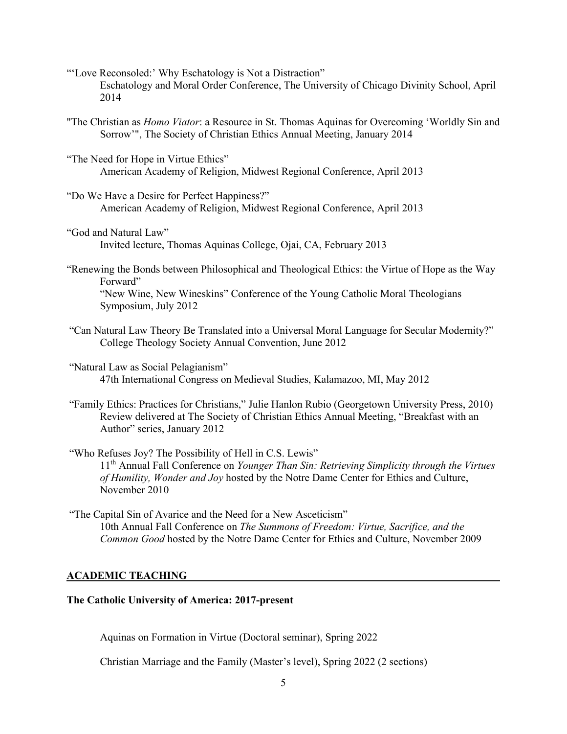"'Love Reconsoled:' Why Eschatology is Not a Distraction"
Eschatology and Moral Order Conference, The University of Chicago Divinity School, April 2014

"The Christian as *Homo Viator*: a Resource in St. Thomas Aquinas for Overcoming 'Worldly Sin and Sorrow'", The Society of Christian Ethics Annual Meeting, January 2014

"The Need for Hope in Virtue Ethics"
American Academy of Religion, Midwest Regional Conference, April 2013

"Do We Have a Desire for Perfect Happiness?"
American Academy of Religion, Midwest Regional Conference, April 2013

"God and Natural Law"
Invited lecture, Thomas Aquinas College, Ojai, CA, February 2013

"Renewing the Bonds between Philosophical and Theological Ethics: the Virtue of Hope as the Way Forward"
"New Wine, New Wineskins" Conference of the Young Catholic Moral Theologians Symposium, July 2012

"Can Natural Law Theory Be Translated into a Universal Moral Language for Secular Modernity?"
College Theology Society Annual Convention, June 2012

"Natural Law as Social Pelagianism"
47th International Congress on Medieval Studies, Kalamazoo, MI, May 2012

"Family Ethics: Practices for Christians," Julie Hanlon Rubio (Georgetown University Press, 2010)
Review delivered at The Society of Christian Ethics Annual Meeting, "Breakfast with an Author" series, January 2012

"Who Refuses Joy? The Possibility of Hell in C.S. Lewis"
11th Annual Fall Conference on *Younger Than Sin: Retrieving Simplicity through the Virtues of Humility, Wonder and Joy* hosted by the Notre Dame Center for Ethics and Culture, November 2010

"The Capital Sin of Avarice and the Need for a New Asceticism"
10th Annual Fall Conference on *The Summons of Freedom: Virtue, Sacrifice, and the Common Good* hosted by the Notre Dame Center for Ethics and Culture, November 2009

## ACADEMIC TEACHING

**The Catholic University of America: 2017-present**

Aquinas on Formation in Virtue (Doctoral seminar), Spring 2022

Christian Marriage and the Family (Master's level), Spring 2022 (2 sections)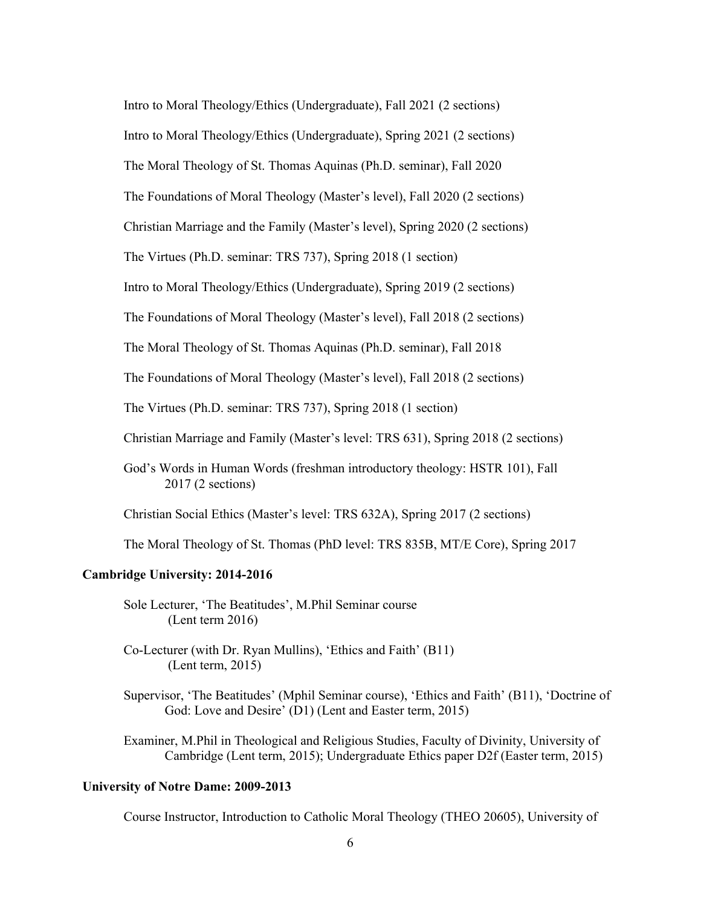Intro to Moral Theology/Ethics (Undergraduate), Fall 2021 (2 sections)

Intro to Moral Theology/Ethics (Undergraduate), Spring 2021 (2 sections)

The Moral Theology of St. Thomas Aquinas (Ph.D. seminar), Fall 2020

The Foundations of Moral Theology (Master's level), Fall 2020 (2 sections)

Christian Marriage and the Family (Master's level), Spring 2020 (2 sections)

The Virtues (Ph.D. seminar: TRS 737), Spring 2018 (1 section)

Intro to Moral Theology/Ethics (Undergraduate), Spring 2019 (2 sections)

The Foundations of Moral Theology (Master's level), Fall 2018 (2 sections)

The Moral Theology of St. Thomas Aquinas (Ph.D. seminar), Fall 2018

The Foundations of Moral Theology (Master's level), Fall 2018 (2 sections)

The Virtues (Ph.D. seminar: TRS 737), Spring 2018 (1 section)

Christian Marriage and Family (Master's level: TRS 631), Spring 2018 (2 sections)

God's Words in Human Words (freshman introductory theology: HSTR 101), Fall 2017 (2 sections)

Christian Social Ethics (Master's level: TRS 632A), Spring 2017 (2 sections)

The Moral Theology of St. Thomas (PhD level: TRS 835B, MT/E Core), Spring 2017

**Cambridge University: 2014-2016**

Sole Lecturer, 'The Beatitudes', M.Phil Seminar course (Lent term 2016)

Co-Lecturer (with Dr. Ryan Mullins), 'Ethics and Faith' (B11) (Lent term, 2015)

Supervisor, 'The Beatitudes' (Mphil Seminar course), 'Ethics and Faith' (B11), 'Doctrine of God: Love and Desire' (D1) (Lent and Easter term, 2015)

Examiner, M.Phil in Theological and Religious Studies, Faculty of Divinity, University of Cambridge (Lent term, 2015); Undergraduate Ethics paper D2f (Easter term, 2015)

**University of Notre Dame: 2009-2013**

Course Instructor, Introduction to Catholic Moral Theology (THEO 20605), University of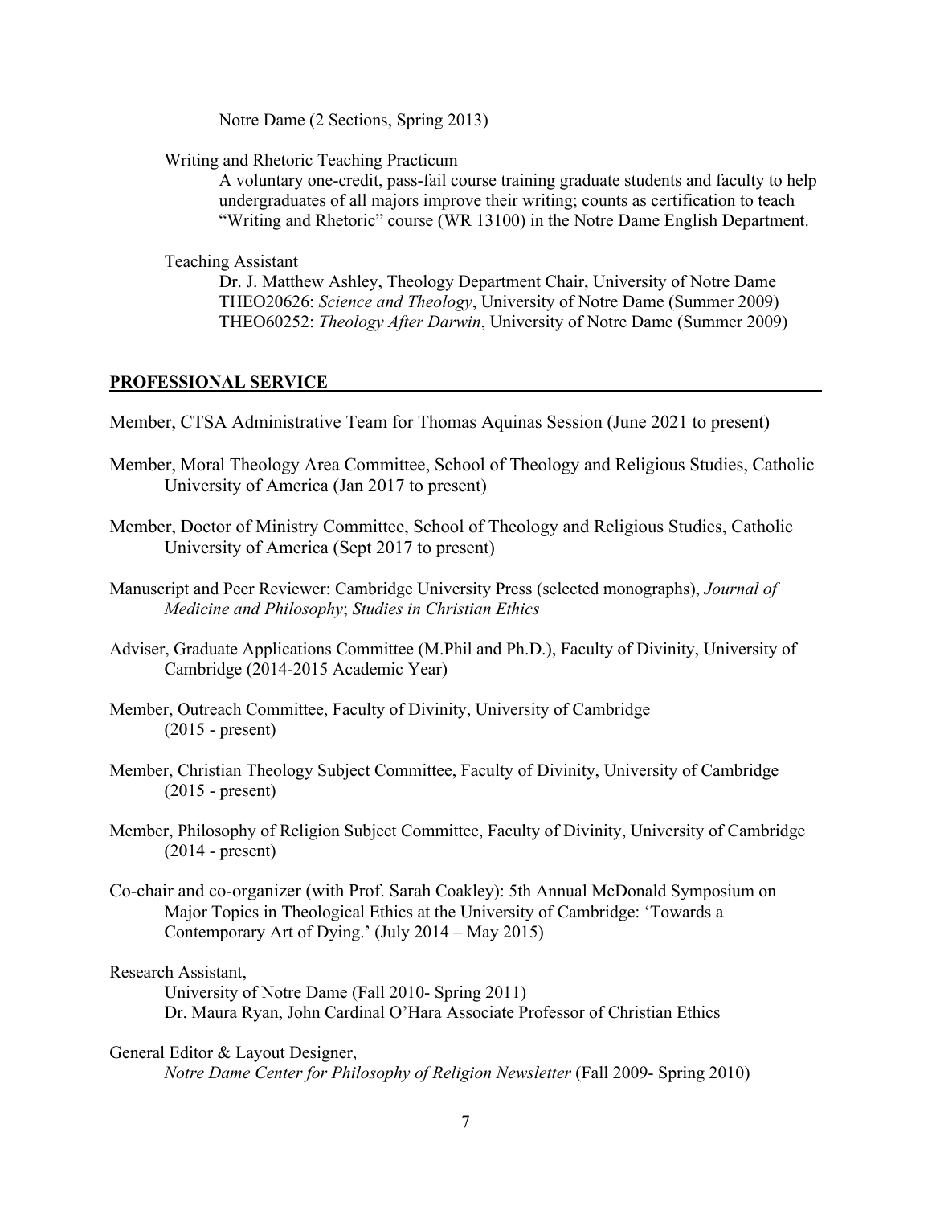Notre Dame (2 Sections, Spring 2013)

Writing and Rhetoric Teaching Practicum

A voluntary one-credit, pass-fail course training graduate students and faculty to help undergraduates of all majors improve their writing; counts as certification to teach "Writing and Rhetoric" course (WR 13100) in the Notre Dame English Department.

Teaching Assistant

Dr. J. Matthew Ashley, Theology Department Chair, University of Notre Dame
THEO20626: *Science and Theology*, University of Notre Dame (Summer 2009)
THEO60252: *Theology After Darwin*, University of Notre Dame (Summer 2009)

## PROFESSIONAL SERVICE

Member, CTSA Administrative Team for Thomas Aquinas Session (June 2021 to present)

Member, Moral Theology Area Committee, School of Theology and Religious Studies, Catholic University of America (Jan 2017 to present)

Member, Doctor of Ministry Committee, School of Theology and Religious Studies, Catholic University of America (Sept 2017 to present)

Manuscript and Peer Reviewer: Cambridge University Press (selected monographs), *Journal of Medicine and Philosophy*; *Studies in Christian Ethics*

Adviser, Graduate Applications Committee (M.Phil and Ph.D.), Faculty of Divinity, University of Cambridge (2014-2015 Academic Year)

Member, Outreach Committee, Faculty of Divinity, University of Cambridge (2015 - present)

Member, Christian Theology Subject Committee, Faculty of Divinity, University of Cambridge (2015 - present)

Member, Philosophy of Religion Subject Committee, Faculty of Divinity, University of Cambridge (2014 - present)

Co-chair and co-organizer (with Prof. Sarah Coakley): 5th Annual McDonald Symposium on Major Topics in Theological Ethics at the University of Cambridge: 'Towards a Contemporary Art of Dying.' (July 2014 – May 2015)

Research Assistant,

University of Notre Dame (Fall 2010- Spring 2011)
Dr. Maura Ryan, John Cardinal O'Hara Associate Professor of Christian Ethics

General Editor & Layout Designer,

*Notre Dame Center for Philosophy of Religion Newsletter* (Fall 2009- Spring 2010)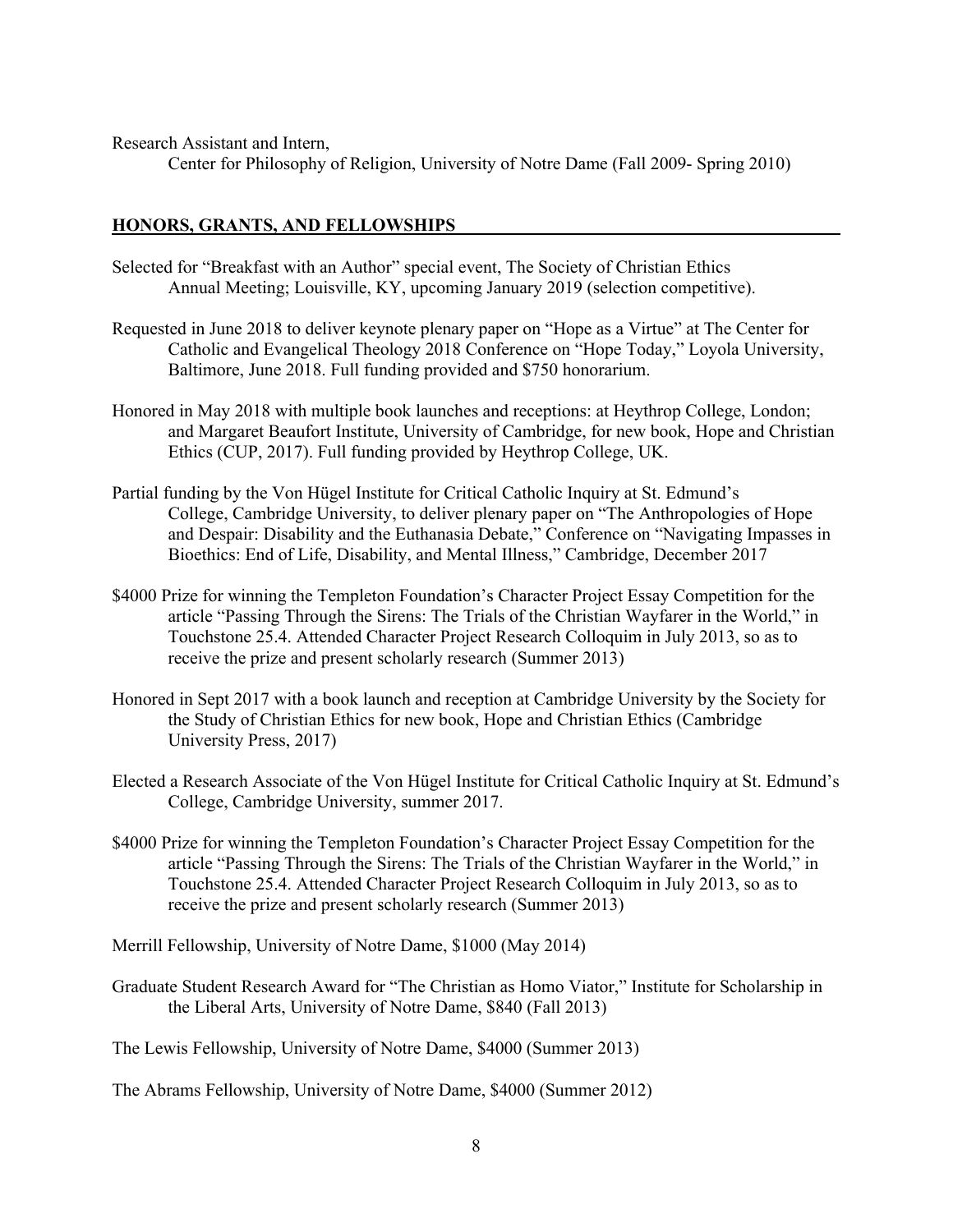Research Assistant and Intern,
Center for Philosophy of Religion, University of Notre Dame (Fall 2009- Spring 2010)

## HONORS, GRANTS, AND FELLOWSHIPS

Selected for "Breakfast with an Author" special event, The Society of Christian Ethics Annual Meeting; Louisville, KY, upcoming January 2019 (selection competitive).

Requested in June 2018 to deliver keynote plenary paper on "Hope as a Virtue" at The Center for Catholic and Evangelical Theology 2018 Conference on "Hope Today," Loyola University, Baltimore, June 2018. Full funding provided and $750 honorarium.

Honored in May 2018 with multiple book launches and receptions: at Heythrop College, London; and Margaret Beaufort Institute, University of Cambridge, for new book, Hope and Christian Ethics (CUP, 2017). Full funding provided by Heythrop College, UK.

Partial funding by the Von Hügel Institute for Critical Catholic Inquiry at St. Edmund's College, Cambridge University, to deliver plenary paper on "The Anthropologies of Hope and Despair: Disability and the Euthanasia Debate," Conference on "Navigating Impasses in Bioethics: End of Life, Disability, and Mental Illness," Cambridge, December 2017

$4000 Prize for winning the Templeton Foundation's Character Project Essay Competition for the article "Passing Through the Sirens: The Trials of the Christian Wayfarer in the World," in Touchstone 25.4. Attended Character Project Research Colloquim in July 2013, so as to receive the prize and present scholarly research (Summer 2013)

Honored in Sept 2017 with a book launch and reception at Cambridge University by the Society for the Study of Christian Ethics for new book, Hope and Christian Ethics (Cambridge University Press, 2017)

Elected a Research Associate of the Von Hügel Institute for Critical Catholic Inquiry at St. Edmund's College, Cambridge University, summer 2017.

$4000 Prize for winning the Templeton Foundation's Character Project Essay Competition for the article "Passing Through the Sirens: The Trials of the Christian Wayfarer in the World," in Touchstone 25.4. Attended Character Project Research Colloquim in July 2013, so as to receive the prize and present scholarly research (Summer 2013)

Merrill Fellowship, University of Notre Dame, $1000 (May 2014)

Graduate Student Research Award for "The Christian as Homo Viator," Institute for Scholarship in the Liberal Arts, University of Notre Dame, $840 (Fall 2013)

The Lewis Fellowship, University of Notre Dame, $4000 (Summer 2013)

The Abrams Fellowship, University of Notre Dame, $4000 (Summer 2012)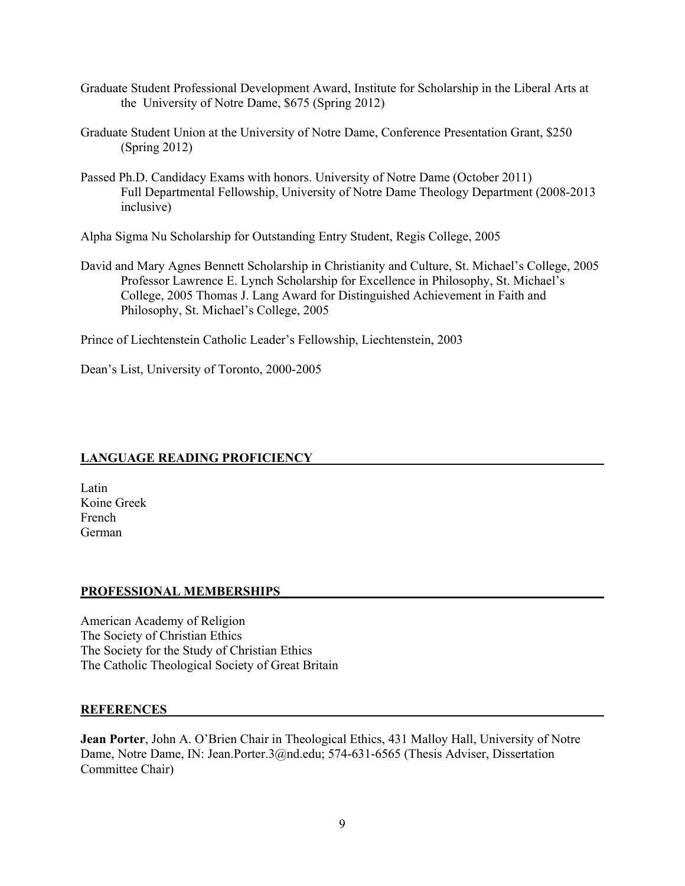Graduate Student Professional Development Award, Institute for Scholarship in the Liberal Arts at the University of Notre Dame, $675 (Spring 2012)

Graduate Student Union at the University of Notre Dame, Conference Presentation Grant, $250 (Spring 2012)

Passed Ph.D. Candidacy Exams with honors. University of Notre Dame (October 2011)
Full Departmental Fellowship, University of Notre Dame Theology Department (2008-2013 inclusive)

Alpha Sigma Nu Scholarship for Outstanding Entry Student, Regis College, 2005

David and Mary Agnes Bennett Scholarship in Christianity and Culture, St. Michael's College, 2005
Professor Lawrence E. Lynch Scholarship for Excellence in Philosophy, St. Michael's College, 2005 Thomas J. Lang Award for Distinguished Achievement in Faith and Philosophy, St. Michael's College, 2005

Prince of Liechtenstein Catholic Leader's Fellowship, Liechtenstein, 2003

Dean's List, University of Toronto, 2000-2005

## LANGUAGE READING PROFICIENCY

Latin
Koine Greek
French
German

## PROFESSIONAL MEMBERSHIPS

American Academy of Religion
The Society of Christian Ethics
The Society for the Study of Christian Ethics
The Catholic Theological Society of Great Britain

## REFERENCES

**Jean Porter**, John A. O'Brien Chair in Theological Ethics, 431 Malloy Hall, University of Notre Dame, Notre Dame, IN: Jean.Porter.3@nd.edu; 574-631-6565 (Thesis Adviser, Dissertation Committee Chair)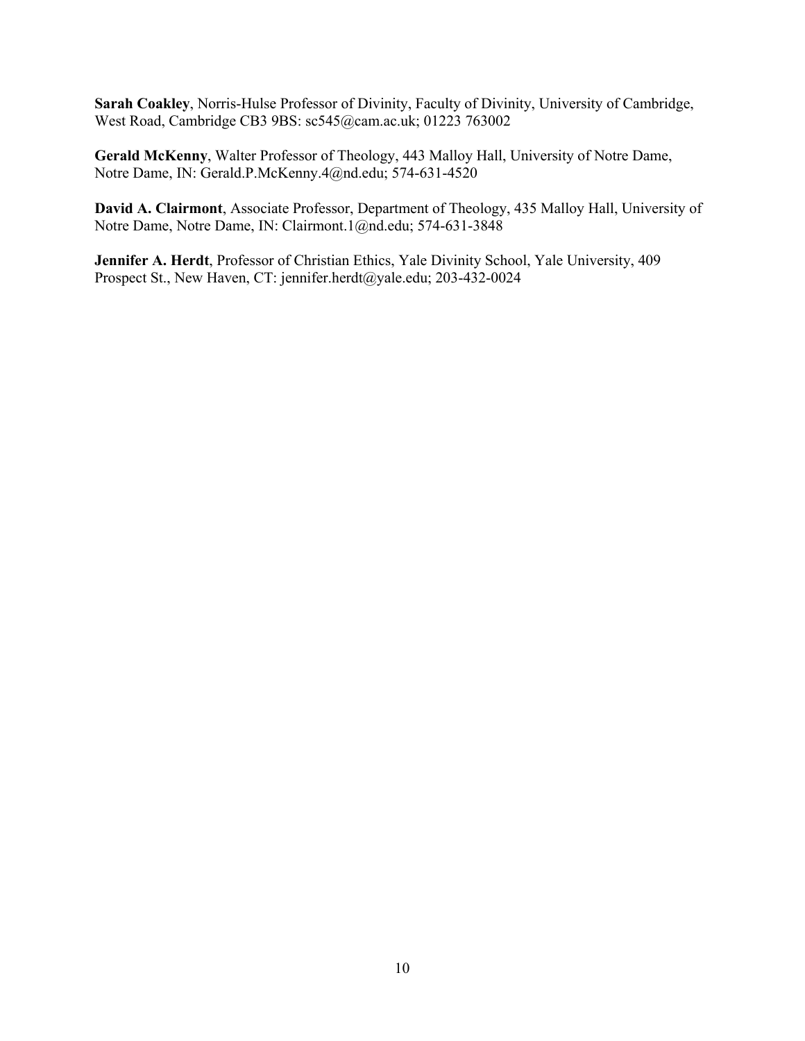**Sarah Coakley**, Norris-Hulse Professor of Divinity, Faculty of Divinity, University of Cambridge, West Road, Cambridge CB3 9BS: sc545@cam.ac.uk; 01223 763002

**Gerald McKenny**, Walter Professor of Theology, 443 Malloy Hall, University of Notre Dame, Notre Dame, IN: Gerald.P.McKenny.4@nd.edu; 574-631-4520

**David A. Clairmont**, Associate Professor, Department of Theology, 435 Malloy Hall, University of Notre Dame, Notre Dame, IN: Clairmont.1@nd.edu; 574-631-3848

**Jennifer A. Herdt**, Professor of Christian Ethics, Yale Divinity School, Yale University, 409 Prospect St., New Haven, CT: jennifer.herdt@yale.edu; 203-432-0024